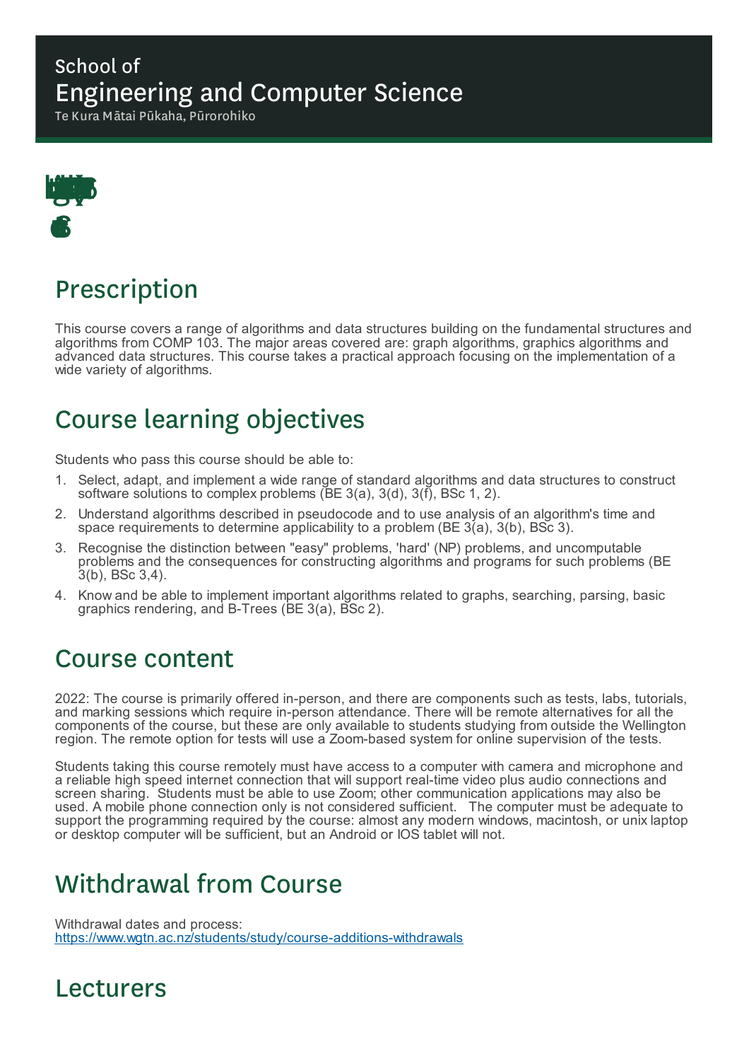School of
# Engineering and Computer Science
Te Kura Mātai Pūkaha, Pūrorohiko

## Prescription

This course covers a range of algorithms and data structures building on the fundamental structures and algorithms from COMP 103. The major areas covered are: graph algorithms, graphics algorithms and advanced data structures. This course takes a practical approach focusing on the implementation of a wide variety of algorithms.

## Course learning objectives

Students who pass this course should be able to:

1. Select, adapt, and implement a wide range of standard algorithms and data structures to construct software solutions to complex problems (BE 3(a), 3(d), 3(f), BSc 1, 2).
2. Understand algorithms described in pseudocode and to use analysis of an algorithm's time and space requirements to determine applicability to a problem (BE 3(a), 3(b), BSc 3).
3. Recognise the distinction between "easy" problems, 'hard' (NP) problems, and uncomputable problems and the consequences for constructing algorithms and programs for such problems (BE 3(b), BSc 3,4).
4. Know and be able to implement important algorithms related to graphs, searching, parsing, basic graphics rendering, and B-Trees (BE 3(a), BSc 2).

## Course content

2022: The course is primarily offered in-person, and there are components such as tests, labs, tutorials, and marking sessions which require in-person attendance. There will be remote alternatives for all the components of the course, but these are only available to students studying from outside the Wellington region. The remote option for tests will use a Zoom-based system for online supervision of the tests.

Students taking this course remotely must have access to a computer with camera and microphone and a reliable high speed internet connection that will support real-time video plus audio connections and screen sharing. Students must be able to use Zoom; other communication applications may also be used. A mobile phone connection only is not considered sufficient. The computer must be adequate to support the programming required by the course: almost any modern windows, macintosh, or unix laptop or desktop computer will be sufficient, but an Android or IOS tablet will not.

## Withdrawal from Course

Withdrawal dates and process:
https://www.wgtn.ac.nz/students/study/course-additions-withdrawals

## Lecturers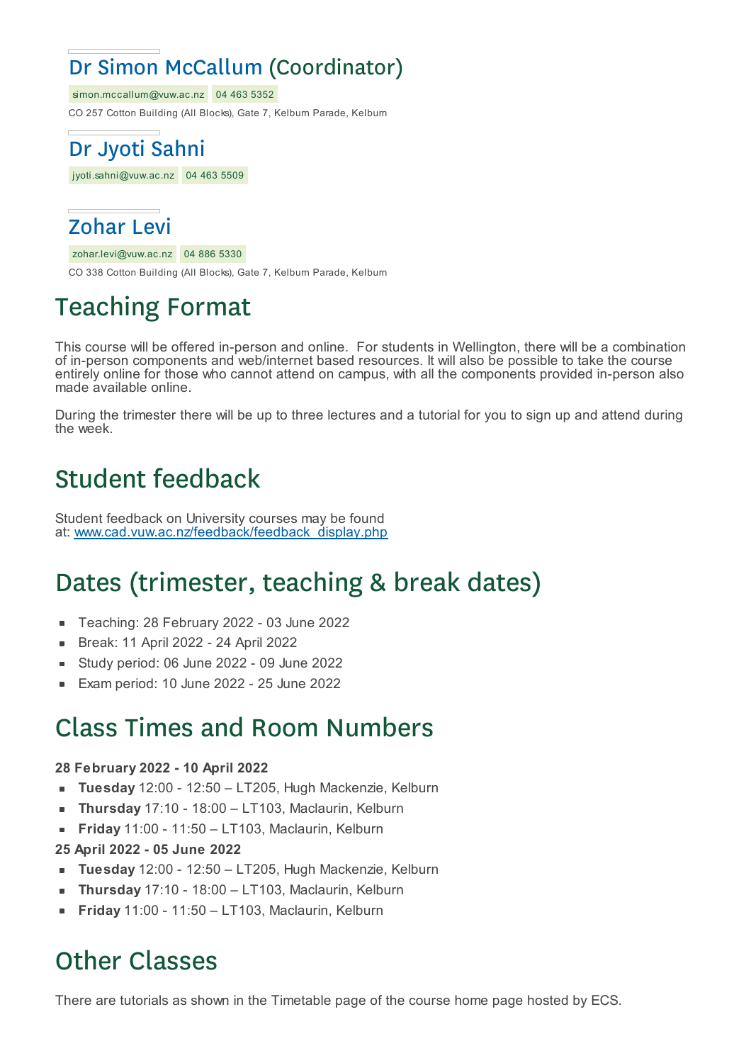### Dr Simon McCallum (Coordinator)

simon.mccallum@vuw.ac.nz 04 463 5352

CO 257 Cotton Building (All Blocks), Gate 7, Kelburn Parade, Kelburn

### Dr Jyoti Sahni

jyoti.sahni@vuw.ac.nz 04 463 5509

### Zohar Levi

zohar.levi@vuw.ac.nz 04 886 5330

CO 338 Cotton Building (All Blocks), Gate 7, Kelburn Parade, Kelburn

## Teaching Format

This course will be offered in-person and online. For students in Wellington, there will be a combination of in-person components and web/internet based resources. It will also be possible to take the course entirely online for those who cannot attend on campus, with all the components provided in-person also made available online.

During the trimester there will be up to three lectures and a tutorial for you to sign up and attend during the week.

## Student feedback

Student feedback on University courses may be found at: www.cad.vuw.ac.nz/feedback/feedback_display.php

## Dates (trimester, teaching & break dates)

- Teaching: 28 February 2022 - 03 June 2022
- Break: 11 April 2022 - 24 April 2022
- Study period: 06 June 2022 - 09 June 2022
- Exam period: 10 June 2022 - 25 June 2022

## Class Times and Room Numbers

**28 February 2022 - 10 April 2022**

- **Tuesday** 12:00 - 12:50 – LT205, Hugh Mackenzie, Kelburn
- **Thursday** 17:10 - 18:00 – LT103, Maclaurin, Kelburn
- **Friday** 11:00 - 11:50 – LT103, Maclaurin, Kelburn

**25 April 2022 - 05 June 2022**

- **Tuesday** 12:00 - 12:50 – LT205, Hugh Mackenzie, Kelburn
- **Thursday** 17:10 - 18:00 – LT103, Maclaurin, Kelburn
- **Friday** 11:00 - 11:50 – LT103, Maclaurin, Kelburn

## Other Classes

There are tutorials as shown in the Timetable page of the course home page hosted by ECS.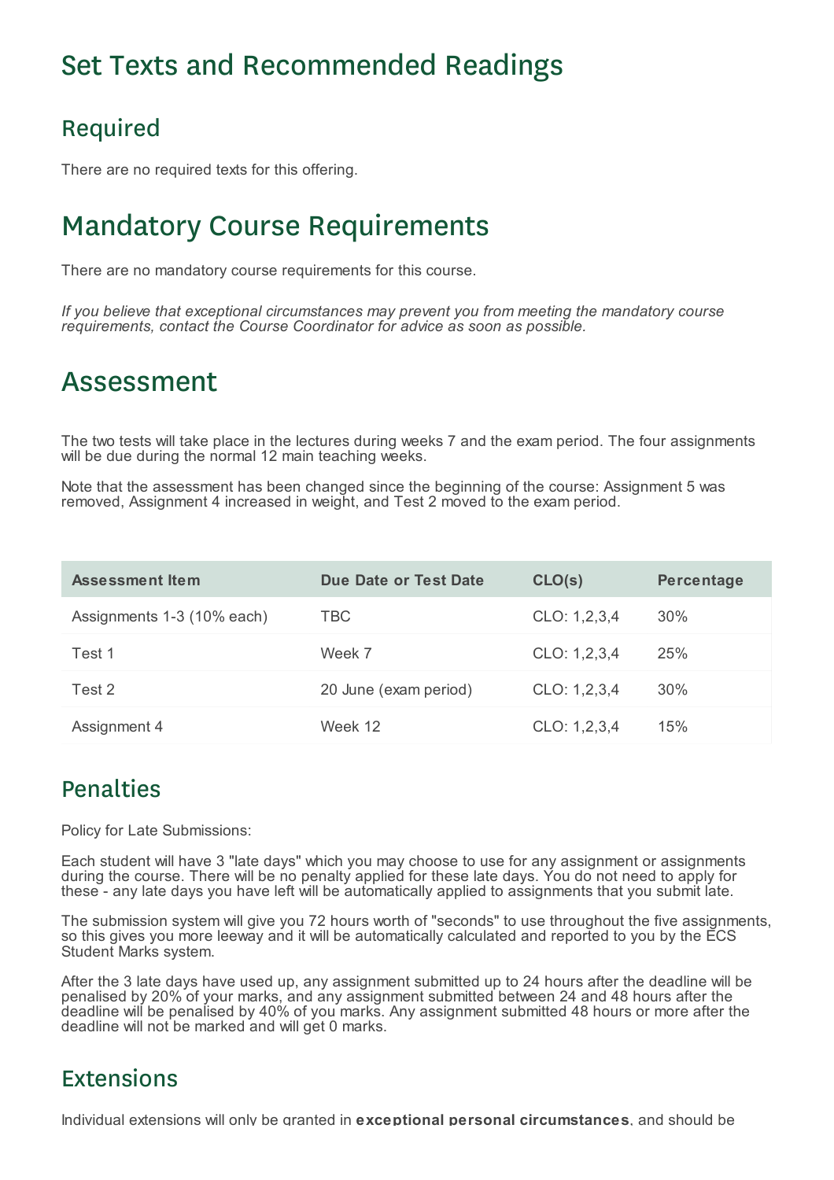# Set Texts and Recommended Readings

## Required

There are no required texts for this offering.

# Mandatory Course Requirements

There are no mandatory course requirements for this course.

*If you believe that exceptional circumstances may prevent you from meeting the mandatory course requirements, contact the Course Coordinator for advice as soon as possible.*

# Assessment

The two tests will take place in the lectures during weeks 7 and the exam period. The four assignments will be due during the normal 12 main teaching weeks.

Note that the assessment has been changed since the beginning of the course: Assignment 5 was removed, Assignment 4 increased in weight, and Test 2 moved to the exam period.

| Assessment Item | Due Date or Test Date | CLO(s) | Percentage |
|---|---|---|---|
| Assignments 1-3 (10% each) | TBC | CLO: 1,2,3,4 | 30% |
| Test 1 | Week 7 | CLO: 1,2,3,4 | 25% |
| Test 2 | 20 June (exam period) | CLO: 1,2,3,4 | 30% |
| Assignment 4 | Week 12 | CLO: 1,2,3,4 | 15% |

## Penalties

Policy for Late Submissions:

Each student will have 3 "late days" which you may choose to use for any assignment or assignments during the course. There will be no penalty applied for these late days. You do not need to apply for these - any late days you have left will be automatically applied to assignments that you submit late.

The submission system will give you 72 hours worth of "seconds" to use throughout the five assignments, so this gives you more leeway and it will be automatically calculated and reported to you by the ECS Student Marks system.

After the 3 late days have used up, any assignment submitted up to 24 hours after the deadline will be penalised by 20% of your marks, and any assignment submitted between 24 and 48 hours after the deadline will be penalised by 40% of you marks. Any assignment submitted 48 hours or more after the deadline will not be marked and will get 0 marks.

## Extensions

Individual extensions will only be granted in **exceptional personal circumstances**, and should be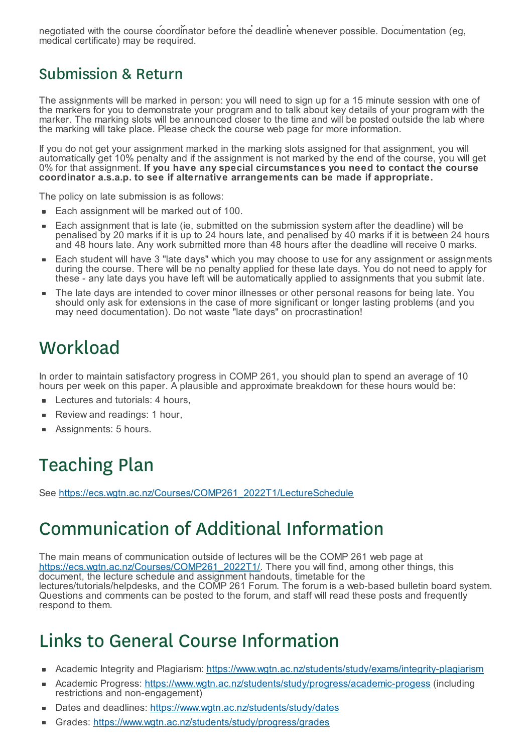negotiated with the course coordinator before the deadline whenever possible. Documentation (eg, medical certificate) may be required.

## Submission & Return

The assignments will be marked in person: you will need to sign up for a 15 minute session with one of the markers for you to demonstrate your program and to talk about key details of your program with the marker. The marking slots will be announced closer to the time and will be posted outside the lab where the marking will take place. Please check the course web page for more information.

If you do not get your assignment marked in the marking slots assigned for that assignment, you will automatically get 10% penalty and if the assignment is not marked by the end of the course, you will get 0% for that assignment. **If you have any special circumstances you need to contact the course coordinator a.s.a.p. to see if alternative arrangements can be made if appropriate.**

The policy on late submission is as follows:

- Each assignment will be marked out of 100.
- Each assignment that is late (ie, submitted on the submission system after the deadline) will be penalised by 20 marks if it is up to 24 hours late, and penalised by 40 marks if it is between 24 hours and 48 hours late. Any work submitted more than 48 hours after the deadline will receive 0 marks.
- Each student will have 3 "late days" which you may choose to use for any assignment or assignments during the course. There will be no penalty applied for these late days. You do not need to apply for these - any late days you have left will be automatically applied to assignments that you submit late.
- The late days are intended to cover minor illnesses or other personal reasons for being late. You should only ask for extensions in the case of more significant or longer lasting problems (and you may need documentation). Do not waste "late days" on procrastination!

# Workload

In order to maintain satisfactory progress in COMP 261, you should plan to spend an average of 10 hours per week on this paper. A plausible and approximate breakdown for these hours would be:

- Lectures and tutorials: 4 hours,
- Review and readings: 1 hour,
- Assignments: 5 hours.

# Teaching Plan

See https://ecs.wgtn.ac.nz/Courses/COMP261_2022T1/LectureSchedule

# Communication of Additional Information

The main means of communication outside of lectures will be the COMP 261 web page at https://ecs.wgtn.ac.nz/Courses/COMP261_2022T1/. There you will find, among other things, this document, the lecture schedule and assignment handouts, timetable for the lectures/tutorials/helpdesks, and the COMP 261 Forum. The forum is a web-based bulletin board system. Questions and comments can be posted to the forum, and staff will read these posts and frequently respond to them.

# Links to General Course Information

- Academic Integrity and Plagiarism: https://www.wgtn.ac.nz/students/study/exams/integrity-plagiarism
- Academic Progress: https://www.wgtn.ac.nz/students/study/progress/academic-progess (including restrictions and non-engagement)
- Dates and deadlines: https://www.wgtn.ac.nz/students/study/dates
- Grades: https://www.wgtn.ac.nz/students/study/progress/grades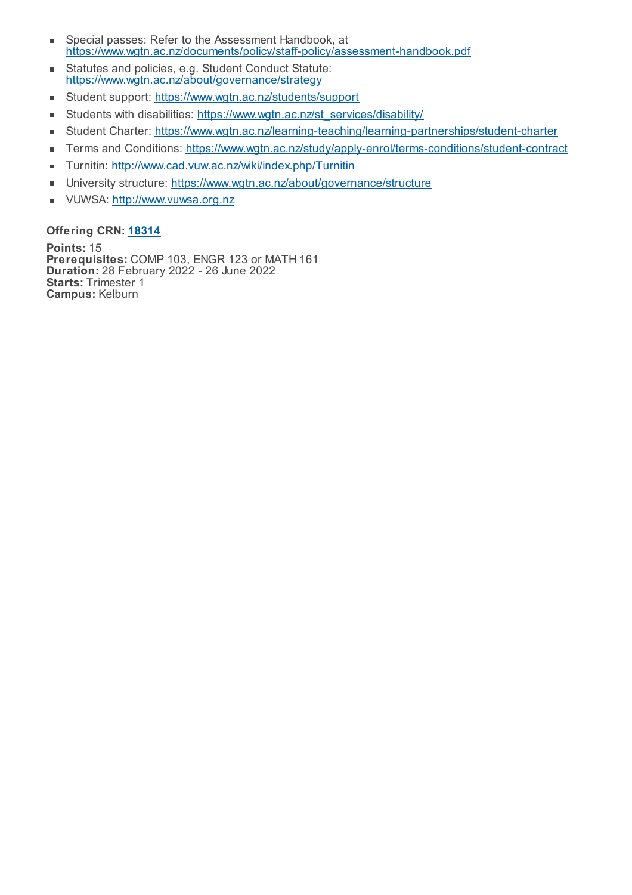- Special passes: Refer to the Assessment Handbook, at https://www.wgtn.ac.nz/documents/policy/staff-policy/assessment-handbook.pdf
- Statutes and policies, e.g. Student Conduct Statute: https://www.wgtn.ac.nz/about/governance/strategy
- Student support: https://www.wgtn.ac.nz/students/support
- Students with disabilities: https://www.wgtn.ac.nz/st_services/disability/
- Student Charter: https://www.wgtn.ac.nz/learning-teaching/learning-partnerships/student-charter
- Terms and Conditions: https://www.wgtn.ac.nz/study/apply-enrol/terms-conditions/student-contract
- Turnitin: http://www.cad.vuw.ac.nz/wiki/index.php/Turnitin
- University structure: https://www.wgtn.ac.nz/about/governance/structure
- VUWSA: http://www.vuwsa.org.nz

**Offering CRN: 18314**

**Points:** 15
**Prerequisites:** COMP 103, ENGR 123 or MATH 161
**Duration:** 28 February 2022 - 26 June 2022
**Starts:** Trimester 1
**Campus:** Kelburn